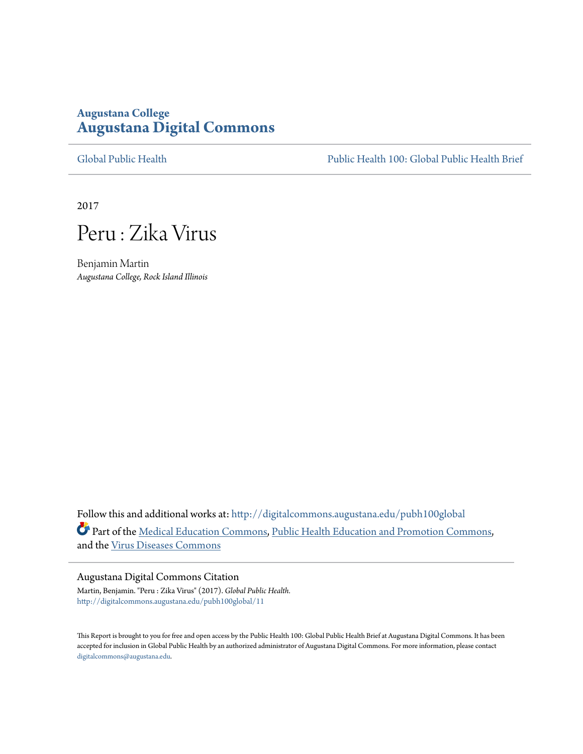**Augustana College**

# Augustana Digital Commons

Global Public Health | Public Health 100: Global Public Health Brief

2017

# Peru : Zika Virus

Benjamin Martin
*Augustana College, Rock Island Illinois*

Follow this and additional works at: http://digitalcommons.augustana.edu/pubh100global

Part of the Medical Education Commons, Public Health Education and Promotion Commons, and the Virus Diseases Commons

## Augustana Digital Commons Citation

Martin, Benjamin. "Peru : Zika Virus" (2017). *Global Public Health.*
http://digitalcommons.augustana.edu/pubh100global/11

This Report is brought to you for free and open access by the Public Health 100: Global Public Health Brief at Augustana Digital Commons. It has been accepted for inclusion in Global Public Health by an authorized administrator of Augustana Digital Commons. For more information, please contact digitalcommons@augustana.edu.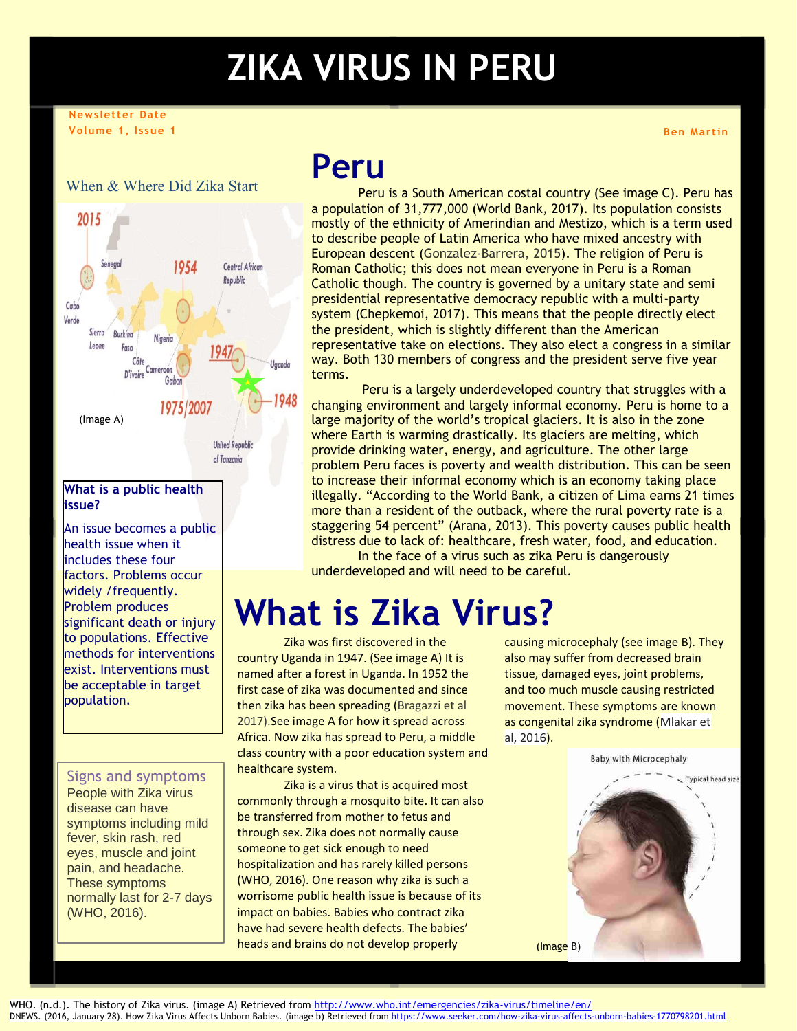# ZIKA VIRUS IN PERU

Newsletter Date
Volume 1, Issue 1

Ben Martin

## When & Where Did Zika Start

(Image A)

**What is a public health issue?**

An issue becomes a public health issue when it includes these four factors. Problems occur widely /frequently. Problem produces significant death or injury to populations. Effective methods for interventions exist. Interventions must be acceptable in target population.

### Signs and symptoms

People with Zika virus disease can have symptoms including mild fever, skin rash, red eyes, muscle and joint pain, and headache. These symptoms normally last for 2-7 days (WHO, 2016).

# Peru

Peru is a South American costal country (See image C). Peru has a population of 31,777,000 (World Bank, 2017). Its population consists mostly of the ethnicity of Amerindian and Mestizo, which is a term used to describe people of Latin America who have mixed ancestry with European descent (Gonzalez-Barrera, 2015). The religion of Peru is Roman Catholic; this does not mean everyone in Peru is a Roman Catholic though. The country is governed by a unitary state and semi presidential representative democracy republic with a multi-party system (Chepkemoi, 2017). This means that the people directly elect the president, which is slightly different than the American representative take on elections. They also elect a congress in a similar way. Both 130 members of congress and the president serve five year terms.

Peru is a largely underdeveloped country that struggles with a changing environment and largely informal economy. Peru is home to a large majority of the world's tropical glaciers. It is also in the zone where Earth is warming drastically. Its glaciers are melting, which provide drinking water, energy, and agriculture. The other large problem Peru faces is poverty and wealth distribution. This can be seen to increase their informal economy which is an economy taking place illegally. "According to the World Bank, a citizen of Lima earns 21 times more than a resident of the outback, where the rural poverty rate is a staggering 54 percent" (Arana, 2013). This poverty causes public health distress due to lack of: healthcare, fresh water, food, and education.

In the face of a virus such as zika Peru is dangerously underdeveloped and will need to be careful.

# What is Zika Virus?

Zika was first discovered in the country Uganda in 1947. (See image A) It is named after a forest in Uganda. In 1952 the first case of zika was documented and since then zika has been spreading (Bragazzi et al 2017).See image A for how it spread across Africa. Now zika has spread to Peru, a middle class country with a poor education system and healthcare system.

Zika is a virus that is acquired most commonly through a mosquito bite. It can also be transferred from mother to fetus and through sex. Zika does not normally cause someone to get sick enough to need hospitalization and has rarely killed persons (WHO, 2016). One reason why zika is such a worrisome public health issue is because of its impact on babies. Babies who contract zika have had severe health defects. The babies' heads and brains do not develop properly causing microcephaly (see image B). They also may suffer from decreased brain tissue, damaged eyes, joint problems, and too much muscle causing restricted movement. These symptoms are known as congenital zika syndrome (Mlakar et al, 2016).

(Image B)

WHO. (n.d.). The history of Zika virus. (image A) Retrieved from http://www.who.int/emergencies/zika-virus/timeline/en/
DNEWS. (2016, January 28). How Zika Virus Affects Unborn Babies. (image b) Retrieved from https://www.seeker.com/how-zika-virus-affects-unborn-babies-1770798201.html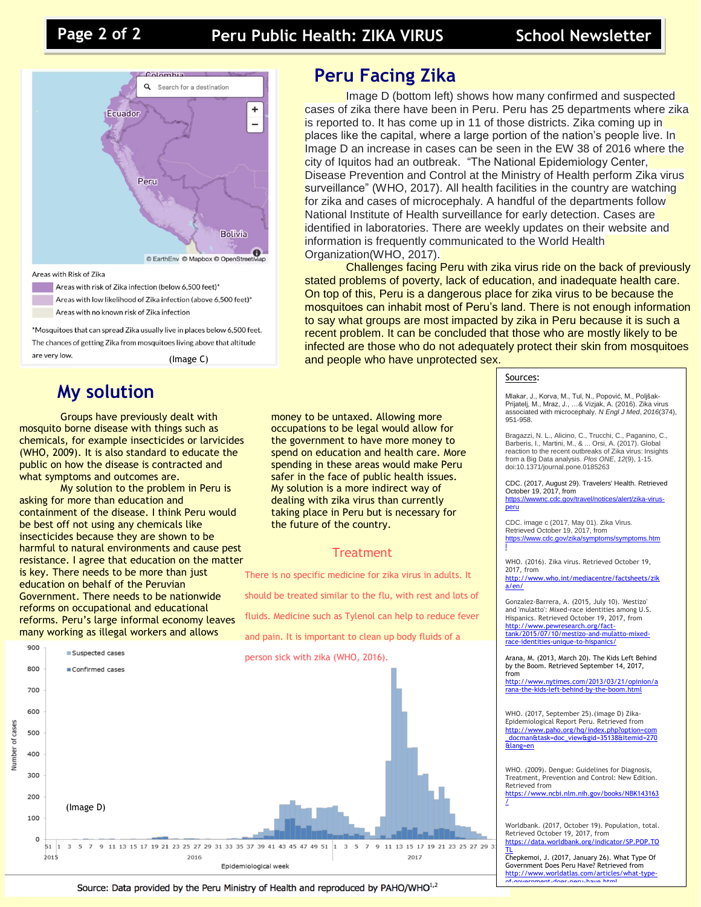Colombia

Search for a destination

Ecuador

Peru

Bolivia

© EarthEnv © Mapbox © OpenStreetMap

Areas with Risk of Zika

Areas with risk of Zika infection (below 6,500 feet)*

Areas with low likelihood of Zika infection (above 6,500 feet)*

Areas with no known risk of Zika infection

*Mosquitoes that can spread Zika usually live in places below 6,500 feet. The chances of getting Zika from mosquitoes living above that altitude are very low.

(Image C)

## Peru Facing Zika

Image D (bottom left) shows how many confirmed and suspected cases of zika there have been in Peru. Peru has 25 departments where zika is reported to. It has come up in 11 of those districts. Zika coming up in places like the capital, where a large portion of the nation's people live. In Image D an increase in cases can be seen in the EW 38 of 2016 where the city of Iquitos had an outbreak. "The National Epidemiology Center, Disease Prevention and Control at the Ministry of Health perform Zika virus surveillance" (WHO, 2017). All health facilities in the country are watching for zika and cases of microcephaly. A handful of the departments follow National Institute of Health surveillance for early detection. Cases are identified in laboratories. There are weekly updates on their website and information is frequently communicated to the World Health Organization(WHO, 2017).

Challenges facing Peru with zika virus ride on the back of previously stated problems of poverty, lack of education, and inadequate health care. On top of this, Peru is a dangerous place for zika virus to be because the mosquitoes can inhabit most of Peru's land. There is not enough information to say what groups are most impacted by zika in Peru because it is such a recent problem. It can be concluded that those who are mostly likely to be infected are those who do not adequately protect their skin from mosquitoes and people who have unprotected sex.

## My solution

Groups have previously dealt with mosquito borne disease with things such as chemicals, for example insecticides or larvicides (WHO, 2009). It is also standard to educate the public on how the disease is contracted and what symptoms and outcomes are.

My solution to the problem in Peru is asking for more than education and containment of the disease. I think Peru would be best off not using any chemicals like insecticides because they are shown to be harmful to natural environments and cause pest resistance. I agree that education on the matter is key. There needs to be more than just education on behalf of the Peruvian Government. There needs to be nationwide reforms on occupational and educational reforms. Peru's large informal economy leaves many working as illegal workers and allows money to be untaxed. Allowing more occupations to be legal would allow for the government to have more money to spend on education and health care. More spending in these areas would make Peru safer in the face of public health issues. My solution is a more indirect way of dealing with zika virus than currently taking place in Peru but is necessary for the future of the country.

### Treatment

There is no specific medicine for zika virus in adults. It should be treated similar to the flu, with rest and lots of fluids. Medicine such as Tylenol can help to reduce fever and pain. It is important to clean up body fluids of a person sick with zika (WHO, 2016).

Suspected cases
Confirmed cases

Number of cases

900
800
700
600
500
400
300
200
100
0

(Image D)

51 1 3 5 7 9 11 13 15 17 19 21 23 25 27 29 31 33 35 37 39 41 43 45 47 49 51 1 3 5 7 9 11 13 15 17 19 21 23 25 27 29 31

2015 2016 2017

Epidemiological week

Source: Data provided by the Peru Ministry of Health and reproduced by PAHO/WHO[1,2]

### Sources:

Mlakar, J., Korva, M., Tul, N., Popović, M., Poljšak-Prijatelj, M., Mraz, J., ...& Vizjak, A. (2016). Zika virus associated with microcephaly. *N Engl J Med*, *2016*(374), 951-958.

Bragazzi, N. L., Alicino, C., Trucchi, C., Paganino, C., Barberis, I., Martini, M., & ... Orsi, A. (2017). Global reaction to the recent outbreaks of Zika virus: Insights from a Big Data analysis. *Plos ONE*, *12*(9), 1-15. doi:10.1371/journal.pone.0185263

CDC. (2017, August 29). Travelers' Health. Retrieved October 19, 2017, from https://wwwnc.cdc.gov/travel/notices/alert/zika-virus-peru

CDC. image c (2017, May 01). Zika Virus. Retrieved October 19, 2017, from https://www.cdc.gov/zika/symptoms/symptoms.html

WHO. (2016). Zika virus. Retrieved October 19, 2017, from http://www.who.int/mediacentre/factsheets/zika/en/

Gonzalez-Barrera, A. (2015, July 10). 'Mestizo' and 'mulatto': Mixed-race identities among U.S. Hispanics. Retrieved October 19, 2017, from http://www.pewresearch.org/fact-tank/2015/07/10/mestizo-and-mulatto-mixed-race-identities-unique-to-hispanics/

Arana, M. (2013, March 20). The Kids Left Behind by the Boom. Retrieved September 14, 2017, from http://www.nytimes.com/2013/03/21/opinion/arana-the-kids-left-behind-by-the-boom.html

WHO. (2017, September 25).(image D) Zika-Epidemiological Report Peru. Retrieved from http://www.paho.org/hq/index.php?option=com_docman&task=doc_view&gid=35138&Itemid=270&lang=en

WHO. (2009). Dengue: Guidelines for Diagnosis, Treatment, Prevention and Control: New Edition. Retrieved from https://www.ncbi.nlm.nih.gov/books/NBK143163/

Worldbank. (2017, October 19). Population, total. Retrieved October 19, 2017, from https://data.worldbank.org/indicator/SP.POP.TOTL

Chepkemoi, J. (2017, January 26). What Type Of Government Does Peru Have? Retrieved from http://www.worldatlas.com/articles/what-type-of-government-does-peru-have.html